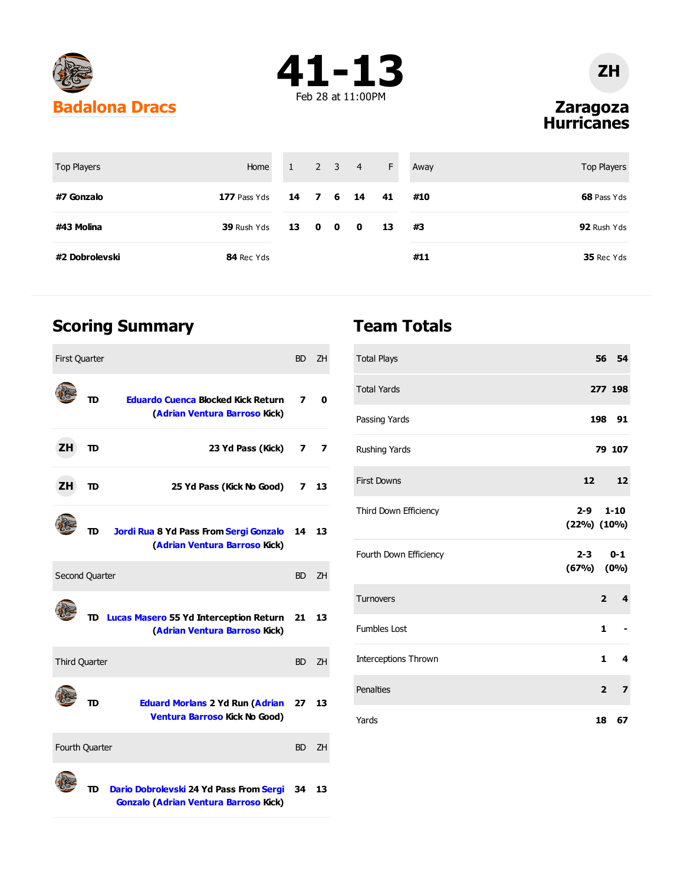# Badalona Dracs 41-13 Zaragoza Hurricanes

Feb 28 at 11:00PM

ZH

| Top Players | Home | 1 | 2 | 3 | 4 | F | Away | Top Players |
|---|---|---|---|---|---|---|---|---|
| **#7 Gonzalo** | **177** Pass Yds | **14** | **7** | **6** | **14** | **41** | **#10** | **68** Pass Yds |
| **#43 Molina** | **39** Rush Yds | **13** | **0** | **0** | **0** | **13** | **#3** | **92** Rush Yds |
| **#2 Dobrolevski** | **84** Rec Yds | | | | | | **#11** | **35** Rec Yds |

## Scoring Summary

| First Quarter | | BD | ZH |
|---|---|---|---|
| | **TD** | | |
| | **Eduardo Cuenca Blocked Kick Return (Adrian Ventura Barroso Kick)** | **7** | **0** |
| ZH | **TD** **23 Yd Pass (Kick)** | **7** | **7** |
| ZH | **TD** **25 Yd Pass (Kick No Good)** | **7** | **13** |
| | **TD** **Jordi Rua 8 Yd Pass From Sergi Gonzalo (Adrian Ventura Barroso Kick)** | **14** | **13** |
| **Second Quarter** | | **BD** | **ZH** |
| | **TD** **Lucas Masero 55 Yd Interception Return (Adrian Ventura Barroso Kick)** | **21** | **13** |
| **Third Quarter** | | **BD** | **ZH** |
| | **TD** **Eduard Morlans 2 Yd Run (Adrian Ventura Barroso Kick No Good)** | **27** | **13** |
| **Fourth Quarter** | | **BD** | **ZH** |
| | **TD** **Dario Dobrolevski 24 Yd Pass From Sergi Gonzalo (Adrian Ventura Barroso Kick)** | **34** | **13** |

## Team Totals

| | | |
|---|---|---|
| Total Plays | **56** | **54** |
| Total Yards | **277** | **198** |
| Passing Yards | **198** | **91** |
| Rushing Yards | **79** | **107** |
| First Downs | **12** | **12** |
| Third Down Efficiency | **2-9 (22%)** | **1-10 (10%)** |
| Fourth Down Efficiency | **2-3 (67%)** | **0-1 (0%)** |
| Turnovers | **2** | **4** |
| Fumbles Lost | **1** | **-** |
| Interceptions Thrown | **1** | **4** |
| Penalties | **2** | **7** |
| Yards | **18** | **67** |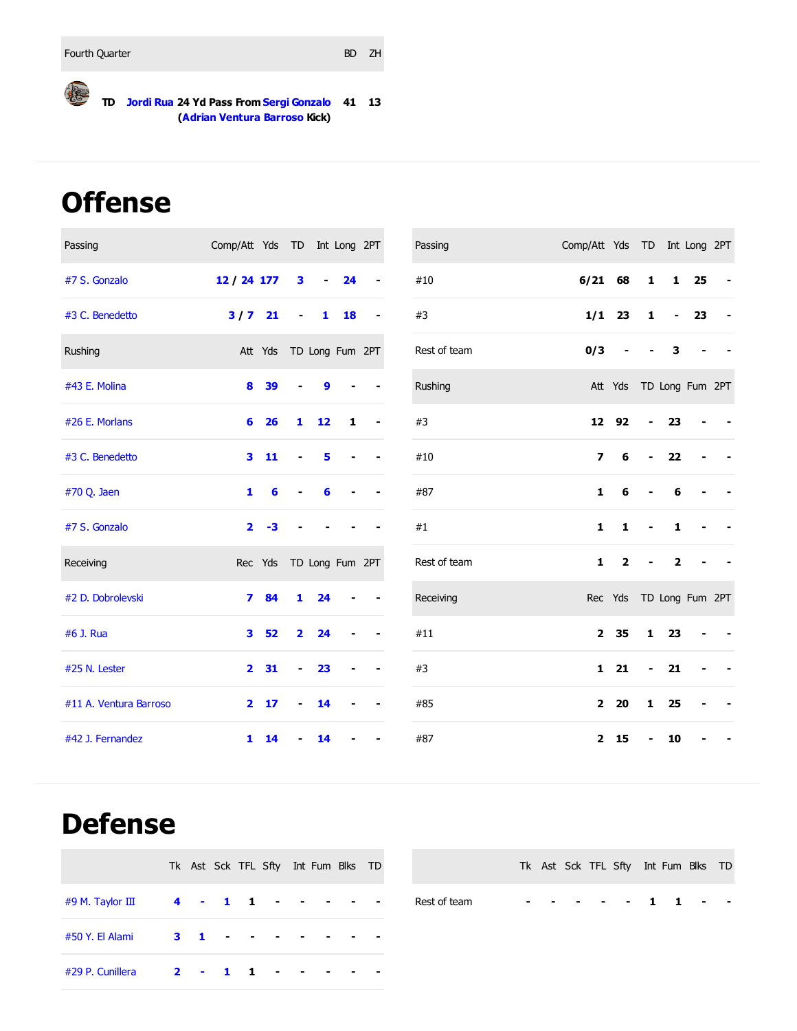| Fourth Quarter | | BD | ZH |
|---|---|---|---|
| | TD **Jordi Rua 24 Yd Pass From Sergi Gonzalo (Adrian Ventura Barroso Kick)** | **41** | **13** |

# Offense

| Passing | Comp/Att | Yds | TD | Int | Long | 2PT |
|---|---|---|---|---|---|---|
| #7 S. Gonzalo | **12 / 24** | **177** | **3** | **-** | **24** | **-** |
| #3 C. Benedetto | **3 / 7** | **21** | **-** | **1** | **18** | **-** |

| Rushing | Att | Yds | TD | Long | Fum | 2PT |
|---|---|---|---|---|---|---|
| #43 E. Molina | **8** | **39** | **-** | **9** | **-** | **-** |
| #26 E. Morlans | **6** | **26** | **1** | **12** | **1** | **-** |
| #3 C. Benedetto | **3** | **11** | **-** | **5** | **-** | **-** |
| #70 Q. Jaen | **1** | **6** | **-** | **6** | **-** | **-** |
| #7 S. Gonzalo | **2** | **-3** | **-** | **-** | **-** | **-** |

| Receiving | Rec | Yds | TD | Long | Fum | 2PT |
|---|---|---|---|---|---|---|
| #2 D. Dobrolevski | **7** | **84** | **1** | **24** | **-** | **-** |
| #6 J. Rua | **3** | **52** | **2** | **24** | **-** | **-** |
| #25 N. Lester | **2** | **31** | **-** | **23** | **-** | **-** |
| #11 A. Ventura Barroso | **2** | **17** | **-** | **14** | **-** | **-** |
| #42 J. Fernandez | **1** | **14** | **-** | **14** | **-** | **-** |

| Passing | Comp/Att | Yds | TD | Int | Long | 2PT |
|---|---|---|---|---|---|---|
| #10 | **6/21** | **68** | **1** | **1** | **25** | **-** |
| #3 | **1/1** | **23** | **1** | **-** | **23** | **-** |
| Rest of team | **0/3** | **-** | **-** | **3** | **-** | **-** |

| Rushing | Att | Yds | TD | Long | Fum | 2PT |
|---|---|---|---|---|---|---|
| #3 | **12** | **92** | **-** | **23** | **-** | **-** |
| #10 | **7** | **6** | **-** | **22** | **-** | **-** |
| #87 | **1** | **6** | **-** | **6** | **-** | **-** |
| #1 | **1** | **1** | **-** | **1** | **-** | **-** |
| Rest of team | **1** | **2** | **-** | **2** | **-** | **-** |

| Receiving | Rec | Yds | TD | Long | Fum | 2PT |
|---|---|---|---|---|---|---|
| #11 | **2** | **35** | **1** | **23** | **-** | **-** |
| #3 | **1** | **21** | **-** | **21** | **-** | **-** |
| #85 | **2** | **20** | **1** | **25** | **-** | **-** |
| #87 | **2** | **15** | **-** | **10** | **-** | **-** |

# Defense

| | Tk | Ast | Sck | TFL | Sfty | Int | Fum | Blks | TD |
|---|---|---|---|---|---|---|---|---|---|
| #9 M. Taylor III | **4** | **-** | **1** | **1** | **-** | **-** | **-** | **-** | **-** |
| #50 Y. El Alami | **3** | **1** | **-** | **-** | **-** | **-** | **-** | **-** | **-** |
| #29 P. Cunillera | **2** | **-** | **1** | **1** | **-** | **-** | **-** | **-** | **-** |

| | Tk | Ast | Sck | TFL | Sfty | Int | Fum | Blks | TD |
|---|---|---|---|---|---|---|---|---|---|
| Rest of team | **-** | **-** | **-** | **-** | **-** | **1** | **1** | **-** | **-** |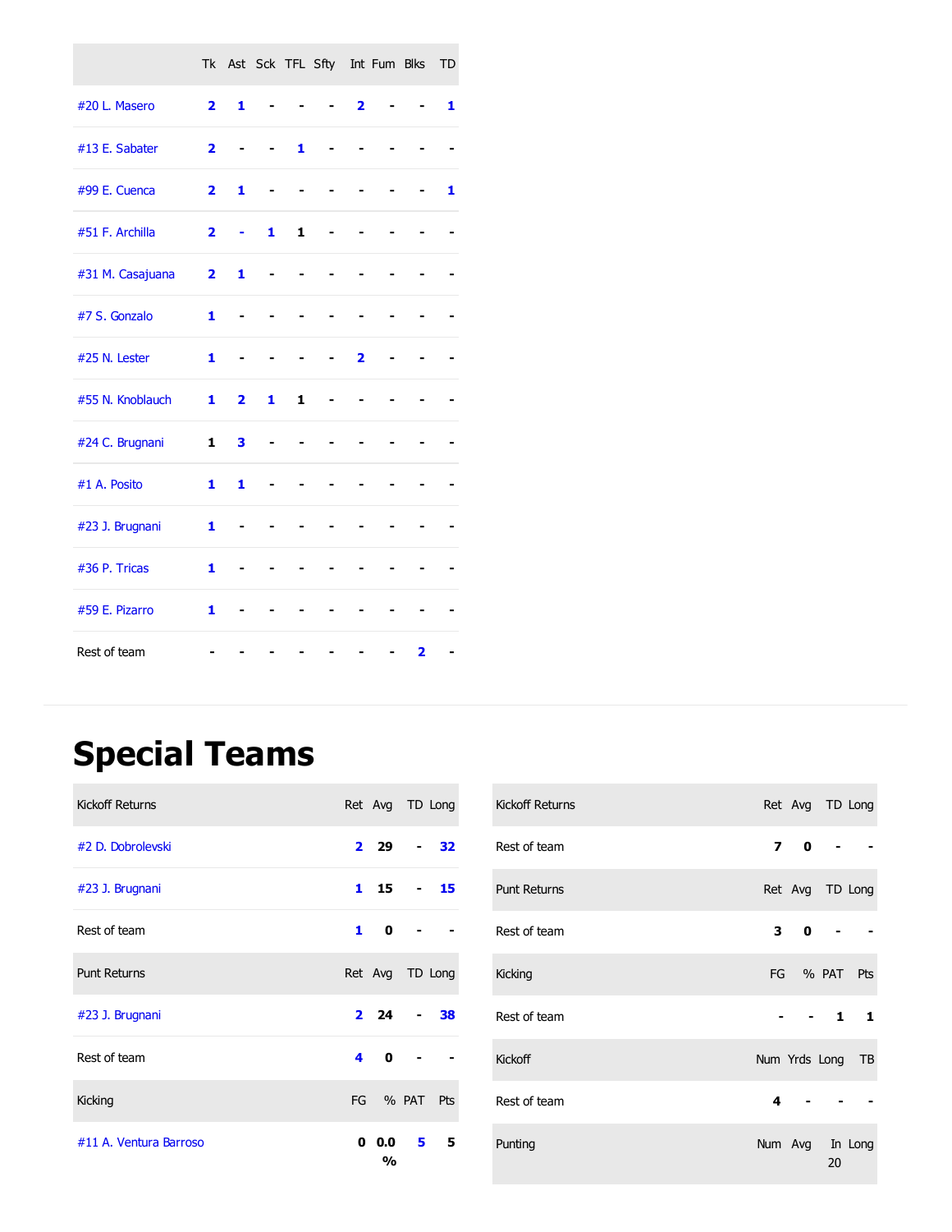| | Tk | Ast | Sck | TFL | Sfty | Int | Fum | Blks | TD |
|---|---|---|---|---|---|---|---|---|---|
| #20 L. Masero | 2 | 1 | - | - | - | 2 | - | - | 1 |
| #13 E. Sabater | 2 | - | - | 1 | - | - | - | - | - |
| #99 E. Cuenca | 2 | 1 | - | - | - | - | - | - | 1 |
| #51 F. Archilla | 2 | - | 1 | 1 | - | - | - | - | - |
| #31 M. Casajuana | 2 | 1 | - | - | - | - | - | - | - |
| #7 S. Gonzalo | 1 | - | - | - | - | - | - | - | - |
| #25 N. Lester | 1 | - | - | - | - | 2 | - | - | - |
| #55 N. Knoblauch | 1 | 2 | 1 | 1 | - | - | - | - | - |
| #24 C. Brugnani | 1 | 3 | - | - | - | - | - | - | - |
| #1 A. Posito | 1 | 1 | - | - | - | - | - | - | - |
| #23 J. Brugnani | 1 | - | - | - | - | - | - | - | - |
| #36 P. Tricas | 1 | - | - | - | - | - | - | - | - |
| #59 E. Pizarro | 1 | - | - | - | - | - | - | - | - |
| Rest of team | - | - | - | - | - | - | - | 2 | - |

# Special Teams

| Kickoff Returns | Ret | Avg | TD | Long |
|---|---|---|---|---|
| #2 D. Dobrolevski | 2 | 29 | - | 32 |
| #23 J. Brugnani | 1 | 15 | - | 15 |
| Rest of team | 1 | 0 | - | - |

| Punt Returns | Ret | Avg | TD | Long |
|---|---|---|---|---|
| #23 J. Brugnani | 2 | 24 | - | 38 |
| Rest of team | 4 | 0 | - | - |

| Kicking | FG | % | PAT | Pts |
|---|---|---|---|---|
| #11 A. Ventura Barroso | 0 | 0.0 % | 5 | 5 |

| Kickoff Returns | Ret | Avg | TD | Long |
|---|---|---|---|---|
| Rest of team | 7 | 0 | - | - |

| Punt Returns | Ret | Avg | TD | Long |
|---|---|---|---|---|
| Rest of team | 3 | 0 | - | - |

| Kicking | FG | % | PAT | Pts |
|---|---|---|---|---|
| Rest of team | - | - | 1 | 1 |

| Kickoff | Num | Yrds | Long | TB |
|---|---|---|---|---|
| Rest of team | 4 | - | - | - |

| Punting | Num | Avg | In 20 | Long |
|---|---|---|---|---|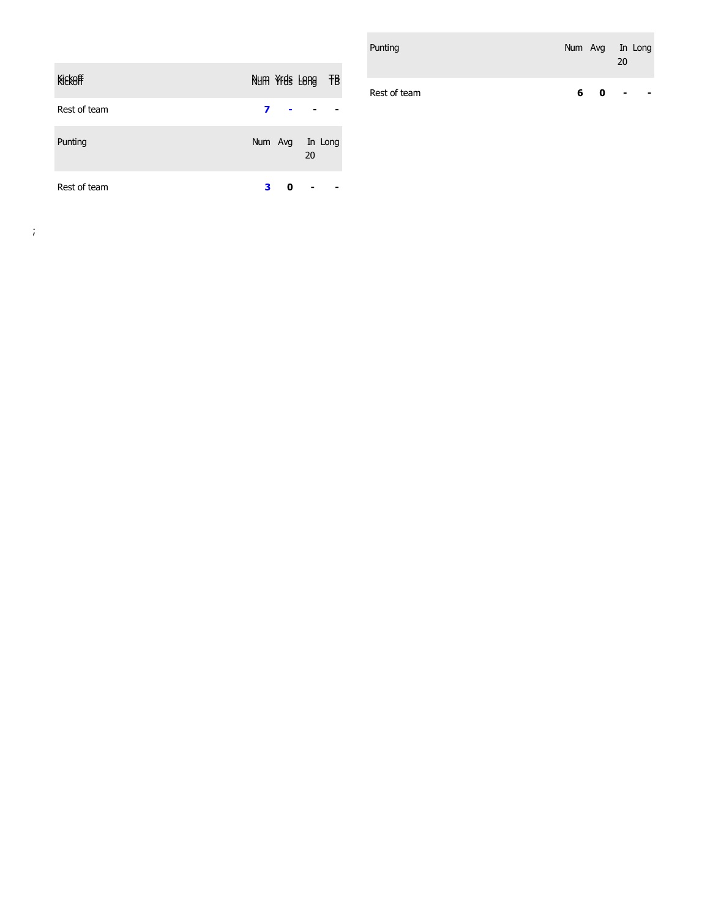| Kickoff | Num | Yrds | Long | TB |
|---|---|---|---|---|
| Rest of team | 7 | - | - | - |

| Punting | Num | Avg | In 20 | Long |
|---|---|---|---|---|
| Rest of team | 3 | 0 | - | - |

| Punting | Num | Avg | In 20 | Long |
|---|---|---|---|---|
| Rest of team | 6 | 0 | - | - |

;